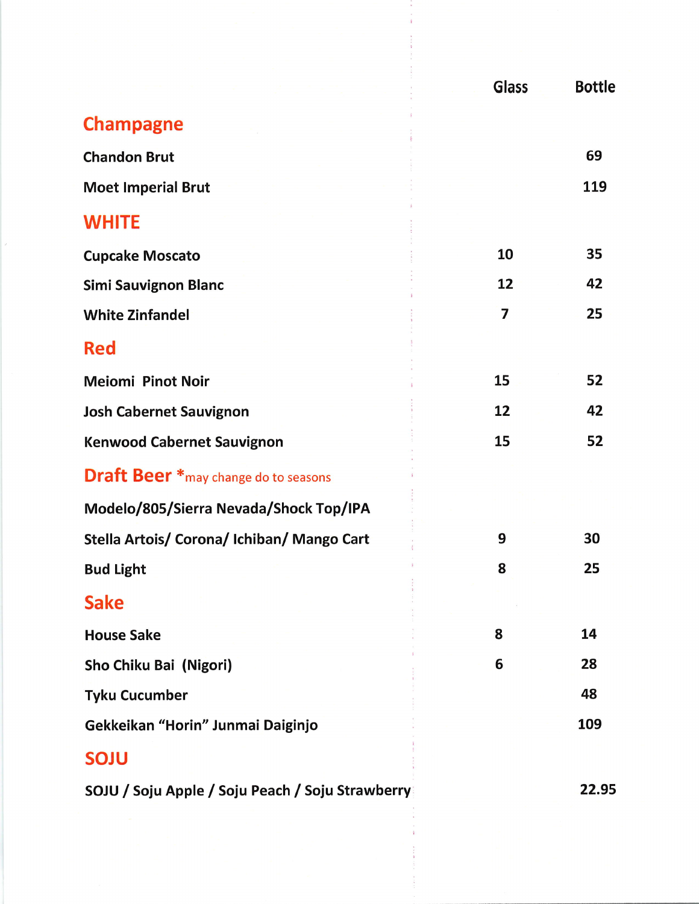| | Glass | Bottle |
|---|---|---|
| **Champagne** | | |
| Chandon Brut | | 69 |
| Moet Imperial Brut | | 119 |
| **WHITE** | | |
| Cupcake Moscato | 10 | 35 |
| Simi Sauvignon Blanc | 12 | 42 |
| White Zinfandel | 7 | 25 |
| **Red** | | |
| Meiomi Pinot Noir | 15 | 52 |
| Josh Cabernet Sauvignon | 12 | 42 |
| Kenwood Cabernet Sauvignon | 15 | 52 |
| **Draft Beer** *may change do to seasons | | |
| Modelo/805/Sierra Nevada/Shock Top/IPA | | |
| Stella Artois/ Corona/ Ichiban/ Mango Cart | 9 | 30 |
| Bud Light | 8 | 25 |
| **Sake** | | |
| House Sake | 8 | 14 |
| Sho Chiku Bai (Nigori) | 6 | 28 |
| Tyku Cucumber | | 48 |
| Gekkeikan "Horin" Junmai Daiginjo | | 109 |
| **SOJU** | | |
| SOJU / Soju Apple / Soju Peach / Soju Strawberry | | 22.95 |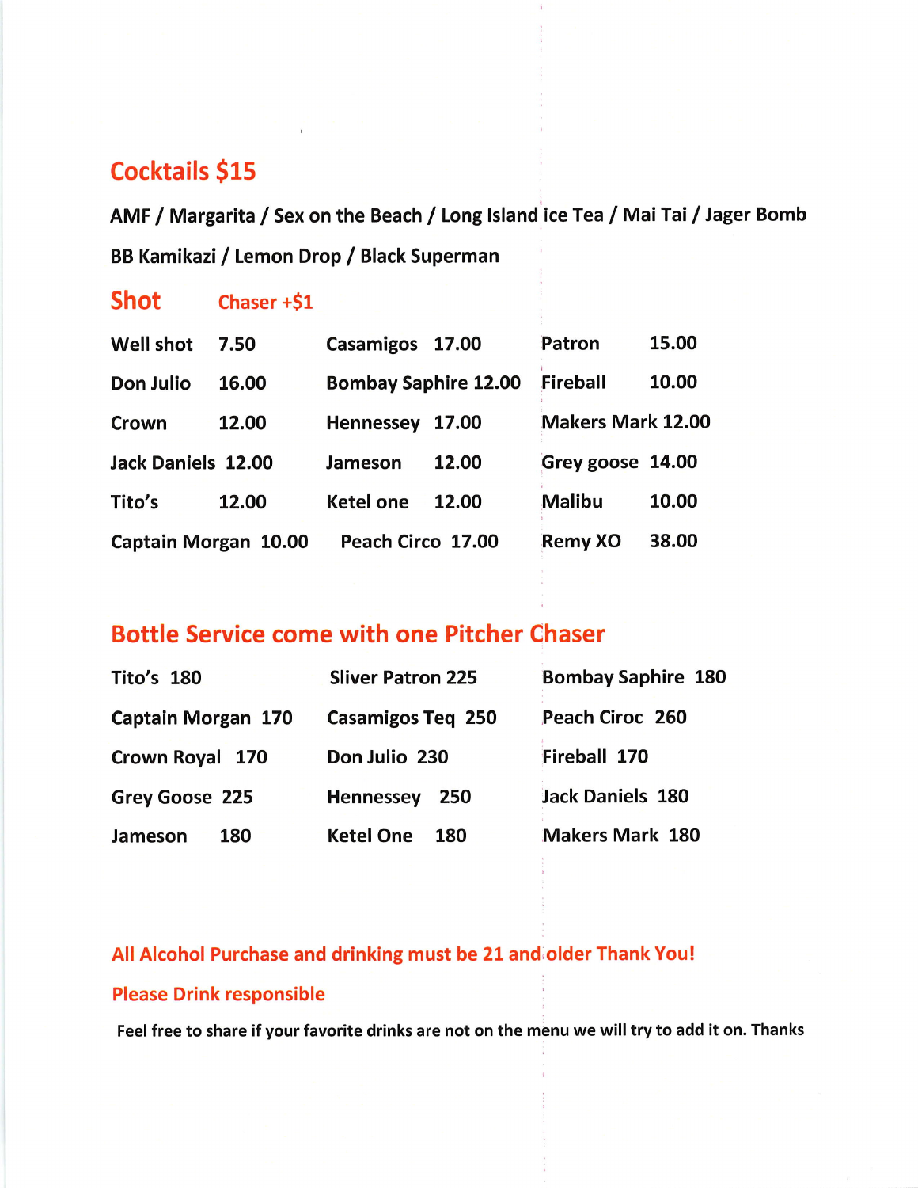## Cocktails $15

AMF / Margarita / Sex on the Beach / Long Island ice Tea / Mai Tai / Jager Bomb

BB Kamikazi / Lemon Drop / Black Superman

## Shot Chaser +$1

| | | | | | |
|---|---|---|---|---|---|
| Well shot | 7.50 | Casamigos | 17.00 | Patron | 15.00 |
| Don Julio | 16.00 | Bombay Saphire | 12.00 | Fireball | 10.00 |
| Crown | 12.00 | Hennessey | 17.00 | Makers Mark | 12.00 |
| Jack Daniels | 12.00 | Jameson | 12.00 | Grey goose | 14.00 |
| Tito's | 12.00 | Ketel one | 12.00 | Malibu | 10.00 |
| Captain Morgan | 10.00 | Peach Circo | 17.00 | Remy XO | 38.00 |

## Bottle Service come with one Pitcher Chaser

| | | | | | |
|---|---|---|---|---|---|
| Tito's | 180 | Sliver Patron | 225 | Bombay Saphire | 180 |
| Captain Morgan | 170 | Casamigos Teq | 250 | Peach Ciroc | 260 |
| Crown Royal | 170 | Don Julio | 230 | Fireball | 170 |
| Grey Goose | 225 | Hennessey | 250 | Jack Daniels | 180 |
| Jameson | 180 | Ketel One | 180 | Makers Mark | 180 |

**All Alcohol Purchase and drinking must be 21 and older Thank You!**

**Please Drink responsible**

Feel free to share if your favorite drinks are not on the menu we will try to add it on. Thanks